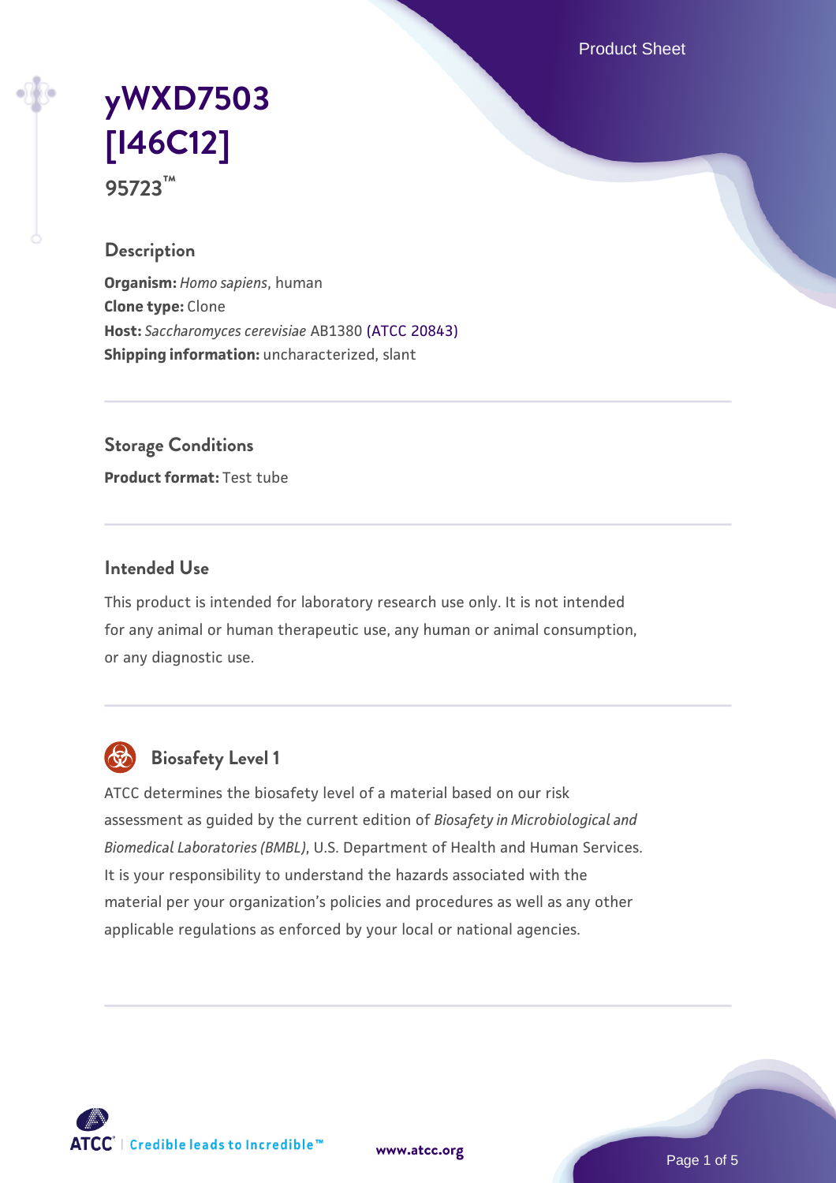# yWXD7503 [I46C12]

95723™

## Description

**Organism:** *Homo sapiens*, human
**Clone type:** Clone
**Host:** *Saccharomyces cerevisiae* AB1380 (ATCC 20843)
**Shipping information:** uncharacterized, slant

## Storage Conditions

**Product format:** Test tube

## Intended Use

This product is intended for laboratory research use only. It is not intended for any animal or human therapeutic use, any human or animal consumption, or any diagnostic use.

## Biosafety Level 1

ATCC determines the biosafety level of a material based on our risk assessment as guided by the current edition of *Biosafety in Microbiological and Biomedical Laboratories (BMBL)*, U.S. Department of Health and Human Services. It is your responsibility to understand the hazards associated with the material per your organization's policies and procedures as well as any other applicable regulations as enforced by your local or national agencies.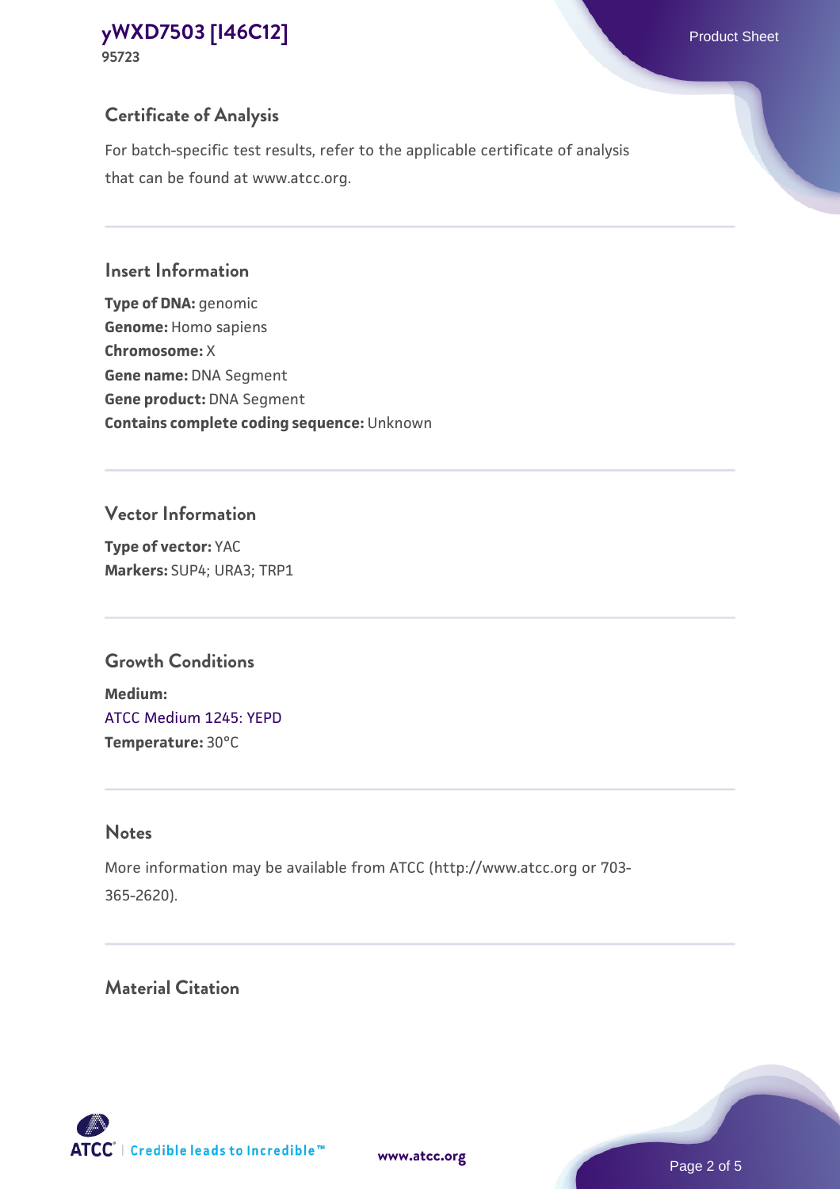## Certificate of Analysis

For batch-specific test results, refer to the applicable certificate of analysis that can be found at www.atcc.org.

## Insert Information

**Type of DNA:** genomic
**Genome:** Homo sapiens
**Chromosome:** X
**Gene name:** DNA Segment
**Gene product:** DNA Segment
**Contains complete coding sequence:** Unknown

## Vector Information

**Type of vector:** YAC
**Markers:** SUP4; URA3; TRP1

## Growth Conditions

**Medium:**
ATCC Medium 1245: YEPD
**Temperature:** 30°C

## Notes

More information may be available from ATCC (http://www.atcc.org or 703-365-2620).

## Material Citation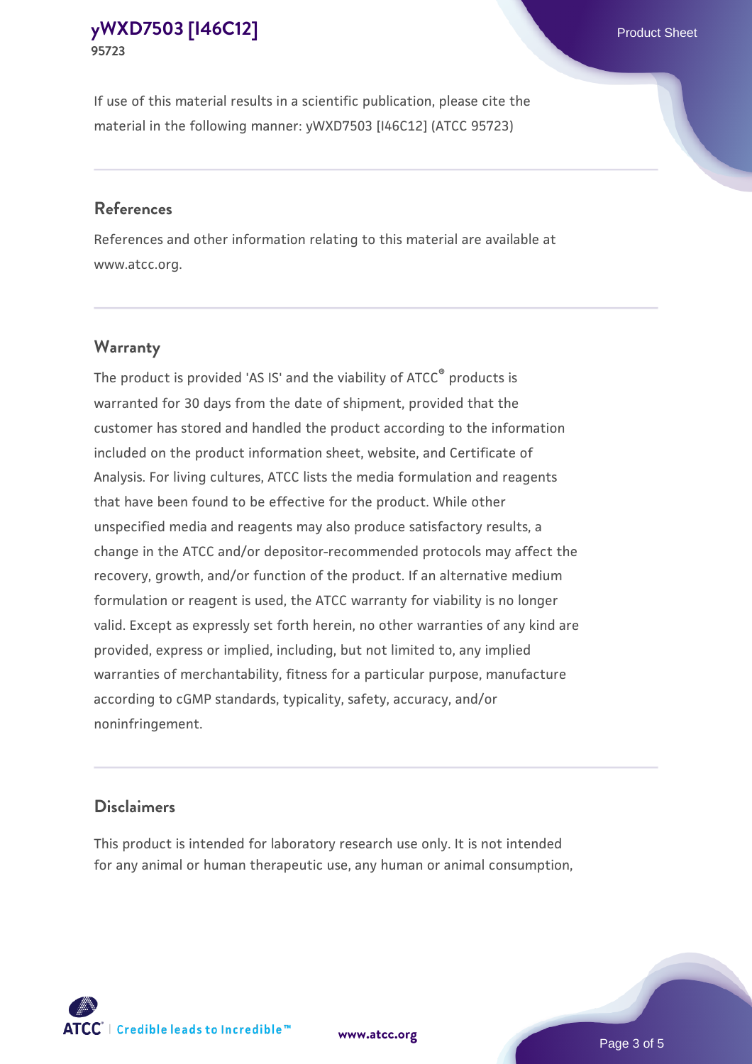If use of this material results in a scientific publication, please cite the material in the following manner: yWXD7503 [I46C12] (ATCC 95723)

## References

References and other information relating to this material are available at www.atcc.org.

## Warranty

The product is provided 'AS IS' and the viability of ATCC® products is warranted for 30 days from the date of shipment, provided that the customer has stored and handled the product according to the information included on the product information sheet, website, and Certificate of Analysis. For living cultures, ATCC lists the media formulation and reagents that have been found to be effective for the product. While other unspecified media and reagents may also produce satisfactory results, a change in the ATCC and/or depositor-recommended protocols may affect the recovery, growth, and/or function of the product. If an alternative medium formulation or reagent is used, the ATCC warranty for viability is no longer valid. Except as expressly set forth herein, no other warranties of any kind are provided, express or implied, including, but not limited to, any implied warranties of merchantability, fitness for a particular purpose, manufacture according to cGMP standards, typicality, safety, accuracy, and/or noninfringement.

## Disclaimers

This product is intended for laboratory research use only. It is not intended for any animal or human therapeutic use, any human or animal consumption,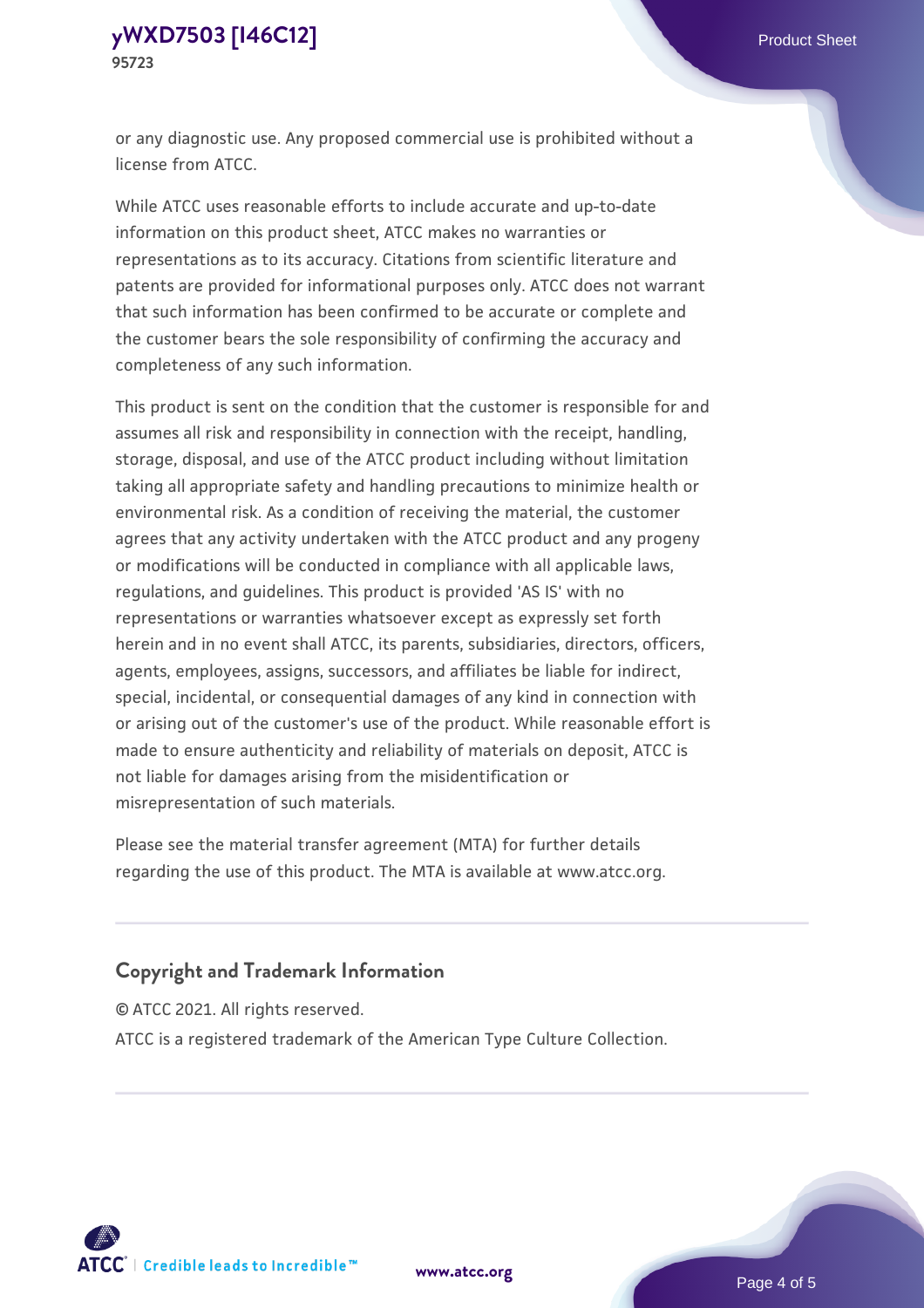or any diagnostic use. Any proposed commercial use is prohibited without a license from ATCC.

While ATCC uses reasonable efforts to include accurate and up-to-date information on this product sheet, ATCC makes no warranties or representations as to its accuracy. Citations from scientific literature and patents are provided for informational purposes only. ATCC does not warrant that such information has been confirmed to be accurate or complete and the customer bears the sole responsibility of confirming the accuracy and completeness of any such information.

This product is sent on the condition that the customer is responsible for and assumes all risk and responsibility in connection with the receipt, handling, storage, disposal, and use of the ATCC product including without limitation taking all appropriate safety and handling precautions to minimize health or environmental risk. As a condition of receiving the material, the customer agrees that any activity undertaken with the ATCC product and any progeny or modifications will be conducted in compliance with all applicable laws, regulations, and guidelines. This product is provided 'AS IS' with no representations or warranties whatsoever except as expressly set forth herein and in no event shall ATCC, its parents, subsidiaries, directors, officers, agents, employees, assigns, successors, and affiliates be liable for indirect, special, incidental, or consequential damages of any kind in connection with or arising out of the customer's use of the product. While reasonable effort is made to ensure authenticity and reliability of materials on deposit, ATCC is not liable for damages arising from the misidentification or misrepresentation of such materials.

Please see the material transfer agreement (MTA) for further details regarding the use of this product. The MTA is available at www.atcc.org.

## Copyright and Trademark Information

© ATCC 2021. All rights reserved.

ATCC is a registered trademark of the American Type Culture Collection.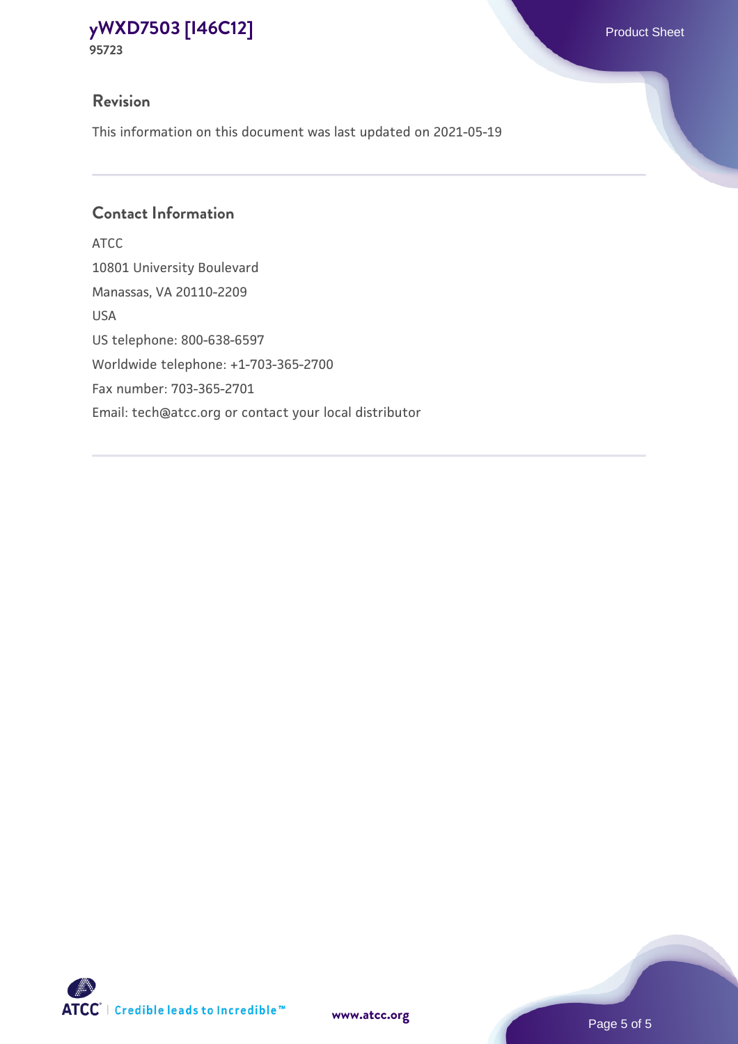## Revision

This information on this document was last updated on 2021-05-19

## Contact Information

ATCC
10801 University Boulevard
Manassas, VA 20110-2209
USA
US telephone: 800-638-6597
Worldwide telephone: +1-703-365-2700
Fax number: 703-365-2701
Email: tech@atcc.org or contact your local distributor